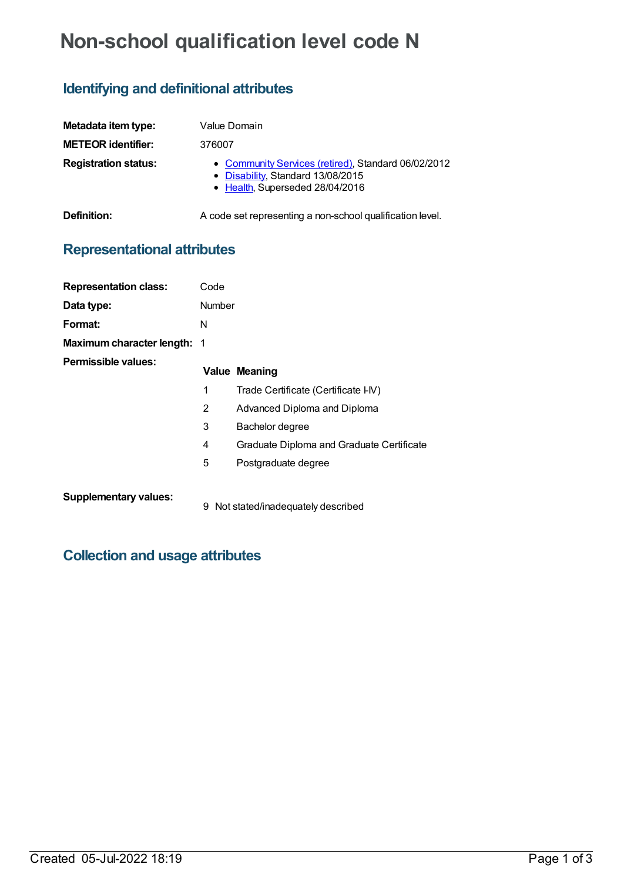# Non-school qualification level code N

## Identifying and definitional attributes

**Metadata item type:** Value Domain

**METEOR identifier:** 376007

**Registration status:**

- [Community Services (retired)](), Standard 06/02/2012
- [Disability](), Standard 13/08/2015
- [Health](), Superseded 28/04/2016

**Definition:** A code set representing a non-school qualification level.

## Representational attributes

**Representation class:** Code

**Data type:** Number

**Format:** N

**Maximum character length:** 1

**Permissible values:**

| Value | Meaning |
|---|---|
| 1 | Trade Certificate (Certificate I-IV) |
| 2 | Advanced Diploma and Diploma |
| 3 | Bachelor degree |
| 4 | Graduate Diploma and Graduate Certificate |
| 5 | Postgraduate degree |

**Supplementary values:**

| Value | Meaning |
|---|---|
| 9 | Not stated/inadequately described |

## Collection and usage attributes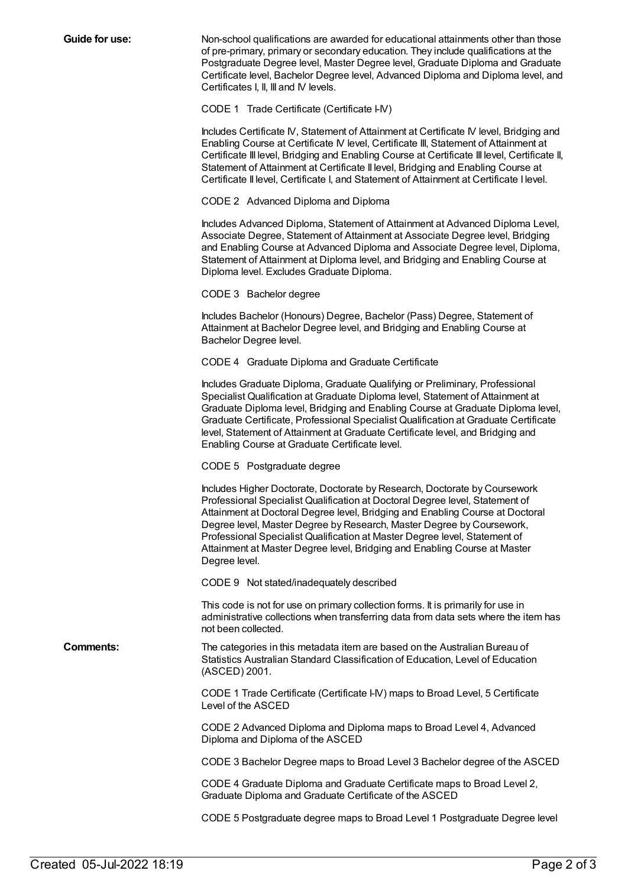**Guide for use:**

Non-school qualifications are awarded for educational attainments other than those of pre-primary, primary or secondary education. They include qualifications at the Postgraduate Degree level, Master Degree level, Graduate Diploma and Graduate Certificate level, Bachelor Degree level, Advanced Diploma and Diploma level, and Certificates I, II, III and IV levels.

CODE 1 Trade Certificate (Certificate I-IV)

Includes Certificate IV, Statement of Attainment at Certificate IV level, Bridging and Enabling Course at Certificate IV level, Certificate III, Statement of Attainment at Certificate III level, Bridging and Enabling Course at Certificate III level, Certificate II, Statement of Attainment at Certificate II level, Bridging and Enabling Course at Certificate II level, Certificate I, and Statement of Attainment at Certificate I level.

CODE 2 Advanced Diploma and Diploma

Includes Advanced Diploma, Statement of Attainment at Advanced Diploma Level, Associate Degree, Statement of Attainment at Associate Degree level, Bridging and Enabling Course at Advanced Diploma and Associate Degree level, Diploma, Statement of Attainment at Diploma level, and Bridging and Enabling Course at Diploma level. Excludes Graduate Diploma.

CODE 3 Bachelor degree

Includes Bachelor (Honours) Degree, Bachelor (Pass) Degree, Statement of Attainment at Bachelor Degree level, and Bridging and Enabling Course at Bachelor Degree level.

CODE 4 Graduate Diploma and Graduate Certificate

Includes Graduate Diploma, Graduate Qualifying or Preliminary, Professional Specialist Qualification at Graduate Diploma level, Statement of Attainment at Graduate Diploma level, Bridging and Enabling Course at Graduate Diploma level, Graduate Certificate, Professional Specialist Qualification at Graduate Certificate level, Statement of Attainment at Graduate Certificate level, and Bridging and Enabling Course at Graduate Certificate level.

CODE 5 Postgraduate degree

Includes Higher Doctorate, Doctorate by Research, Doctorate by Coursework Professional Specialist Qualification at Doctoral Degree level, Statement of Attainment at Doctoral Degree level, Bridging and Enabling Course at Doctoral Degree level, Master Degree by Research, Master Degree by Coursework, Professional Specialist Qualification at Master Degree level, Statement of Attainment at Master Degree level, Bridging and Enabling Course at Master Degree level.

CODE 9 Not stated/inadequately described

This code is not for use on primary collection forms. It is primarily for use in administrative collections when transferring data from data sets where the item has not been collected.

**Comments:**

The categories in this metadata item are based on the Australian Bureau of Statistics Australian Standard Classification of Education, Level of Education (ASCED) 2001.

CODE 1 Trade Certificate (Certificate I-IV) maps to Broad Level, 5 Certificate Level of the ASCED

CODE 2 Advanced Diploma and Diploma maps to Broad Level 4, Advanced Diploma and Diploma of the ASCED

CODE 3 Bachelor Degree maps to Broad Level 3 Bachelor degree of the ASCED

CODE 4 Graduate Diploma and Graduate Certificate maps to Broad Level 2, Graduate Diploma and Graduate Certificate of the ASCED

CODE 5 Postgraduate degree maps to Broad Level 1 Postgraduate Degree level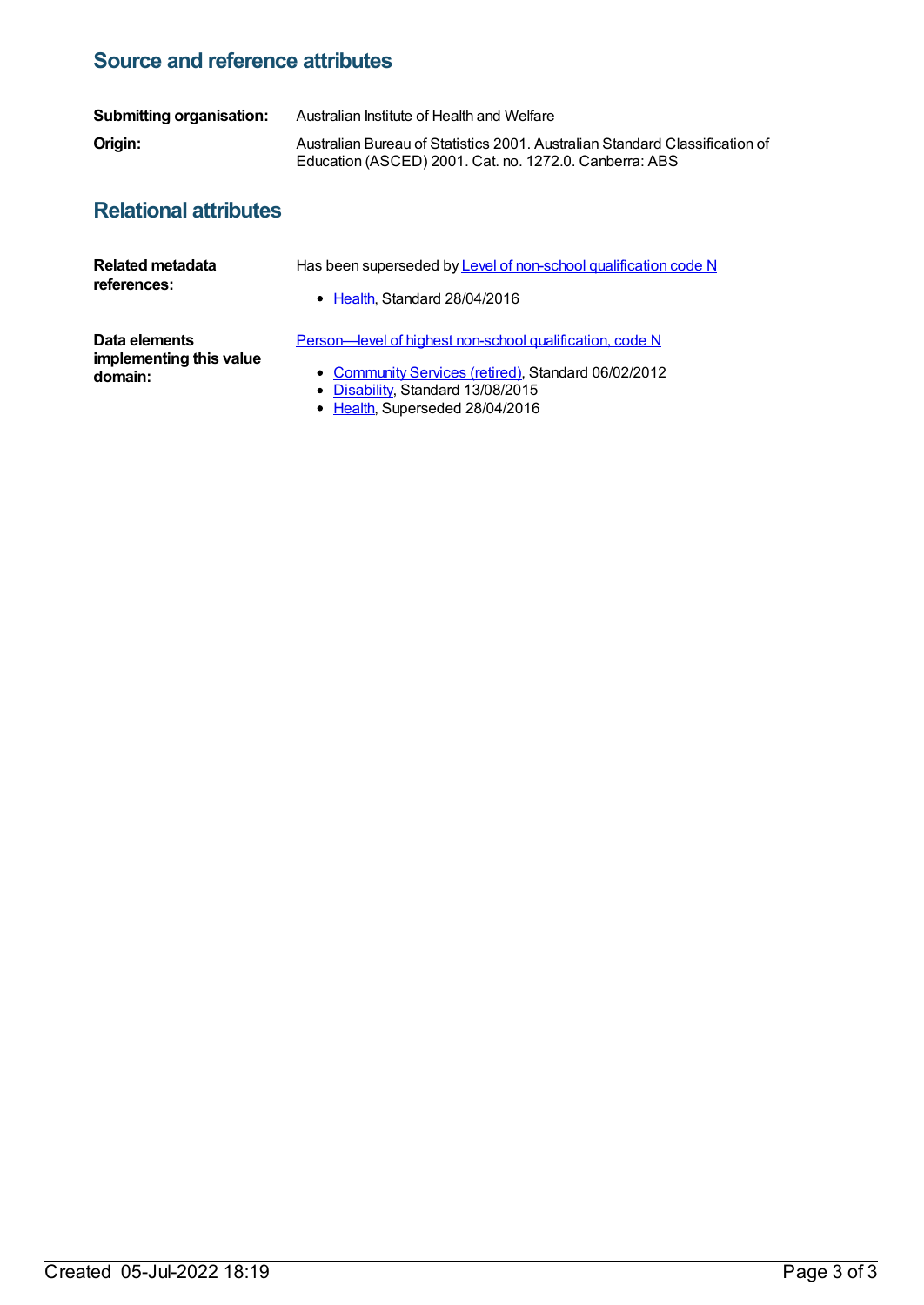## Source and reference attributes

**Submitting organisation:** Australian Institute of Health and Welfare

**Origin:** Australian Bureau of Statistics 2001. Australian Standard Classification of Education (ASCED) 2001. Cat. no. 1272.0. Canberra: ABS

## Relational attributes

**Related metadata references:** Has been superseded by Level of non-school qualification code N

- Health, Standard 28/04/2016

**Data elements implementing this value domain:** Person—level of highest non-school qualification, code N

- Community Services (retired), Standard 06/02/2012
- Disability, Standard 13/08/2015
- Health, Superseded 28/04/2016